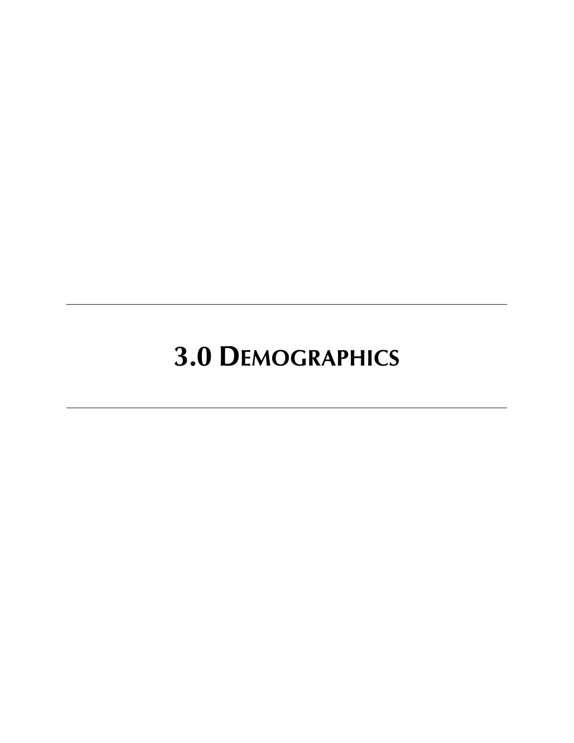# 3.0 Demographics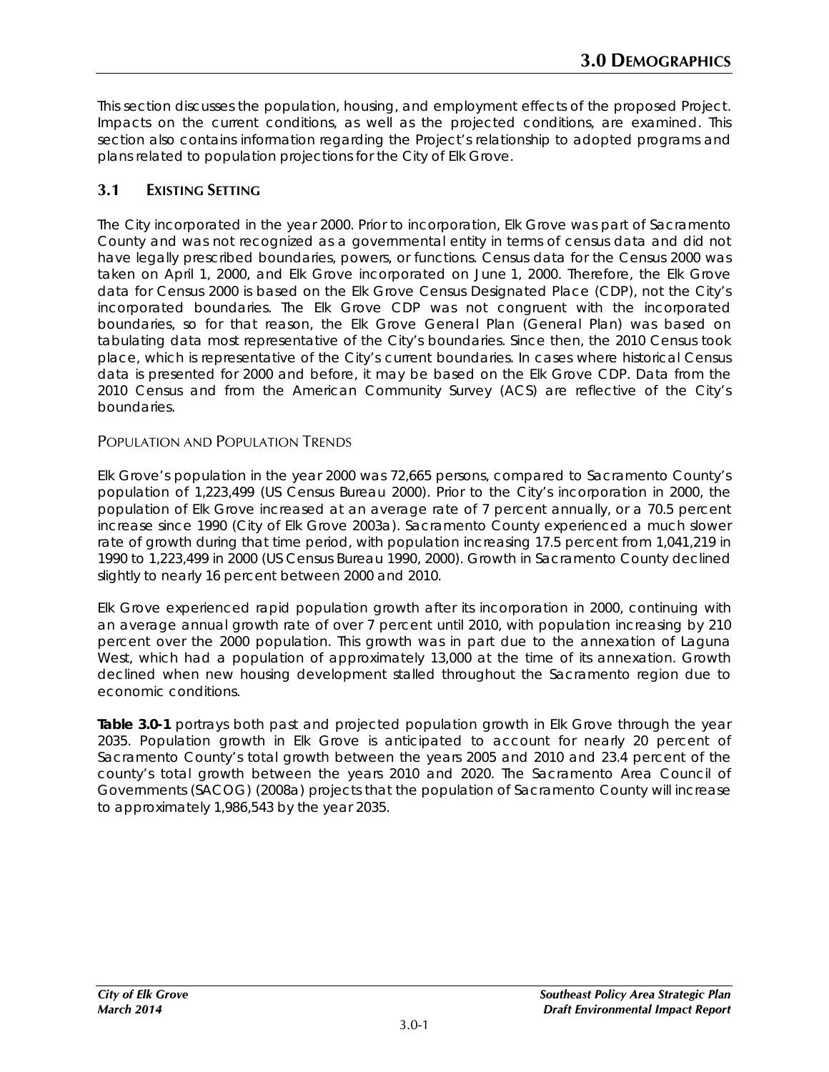# 3.0 DEMOGRAPHICS

This section discusses the population, housing, and employment effects of the proposed Project. Impacts on the current conditions, as well as the projected conditions, are examined. This section also contains information regarding the Project's relationship to adopted programs and plans related to population projections for the City of Elk Grove.

## 3.1 EXISTING SETTING

The City incorporated in the year 2000. Prior to incorporation, Elk Grove was part of Sacramento County and was not recognized as a governmental entity in terms of census data and did not have legally prescribed boundaries, powers, or functions. Census data for the Census 2000 was taken on April 1, 2000, and Elk Grove incorporated on June 1, 2000. Therefore, the Elk Grove data for Census 2000 is based on the Elk Grove Census Designated Place (CDP), not the City's incorporated boundaries. The Elk Grove CDP was not congruent with the incorporated boundaries, so for that reason, the Elk Grove General Plan (General Plan) was based on tabulating data most representative of the City's boundaries. Since then, the 2010 Census took place, which is representative of the City's current boundaries. In cases where historical Census data is presented for 2000 and before, it may be based on the Elk Grove CDP. Data from the 2010 Census and from the American Community Survey (ACS) are reflective of the City's boundaries.

### POPULATION AND POPULATION TRENDS

Elk Grove's population in the year 2000 was 72,665 persons, compared to Sacramento County's population of 1,223,499 (US Census Bureau 2000). Prior to the City's incorporation in 2000, the population of Elk Grove increased at an average rate of 7 percent annually, or a 70.5 percent increase since 1990 (City of Elk Grove 2003a). Sacramento County experienced a much slower rate of growth during that time period, with population increasing 17.5 percent from 1,041,219 in 1990 to 1,223,499 in 2000 (US Census Bureau 1990, 2000). Growth in Sacramento County declined slightly to nearly 16 percent between 2000 and 2010.

Elk Grove experienced rapid population growth after its incorporation in 2000, continuing with an average annual growth rate of over 7 percent until 2010, with population increasing by 210 percent over the 2000 population. This growth was in part due to the annexation of Laguna West, which had a population of approximately 13,000 at the time of its annexation. Growth declined when new housing development stalled throughout the Sacramento region due to economic conditions.

**Table 3.0-1** portrays both past and projected population growth in Elk Grove through the year 2035. Population growth in Elk Grove is anticipated to account for nearly 20 percent of Sacramento County's total growth between the years 2005 and 2010 and 23.4 percent of the county's total growth between the years 2010 and 2020. The Sacramento Area Council of Governments (SACOG) (2008a) projects that the population of Sacramento County will increase to approximately 1,986,543 by the year 2035.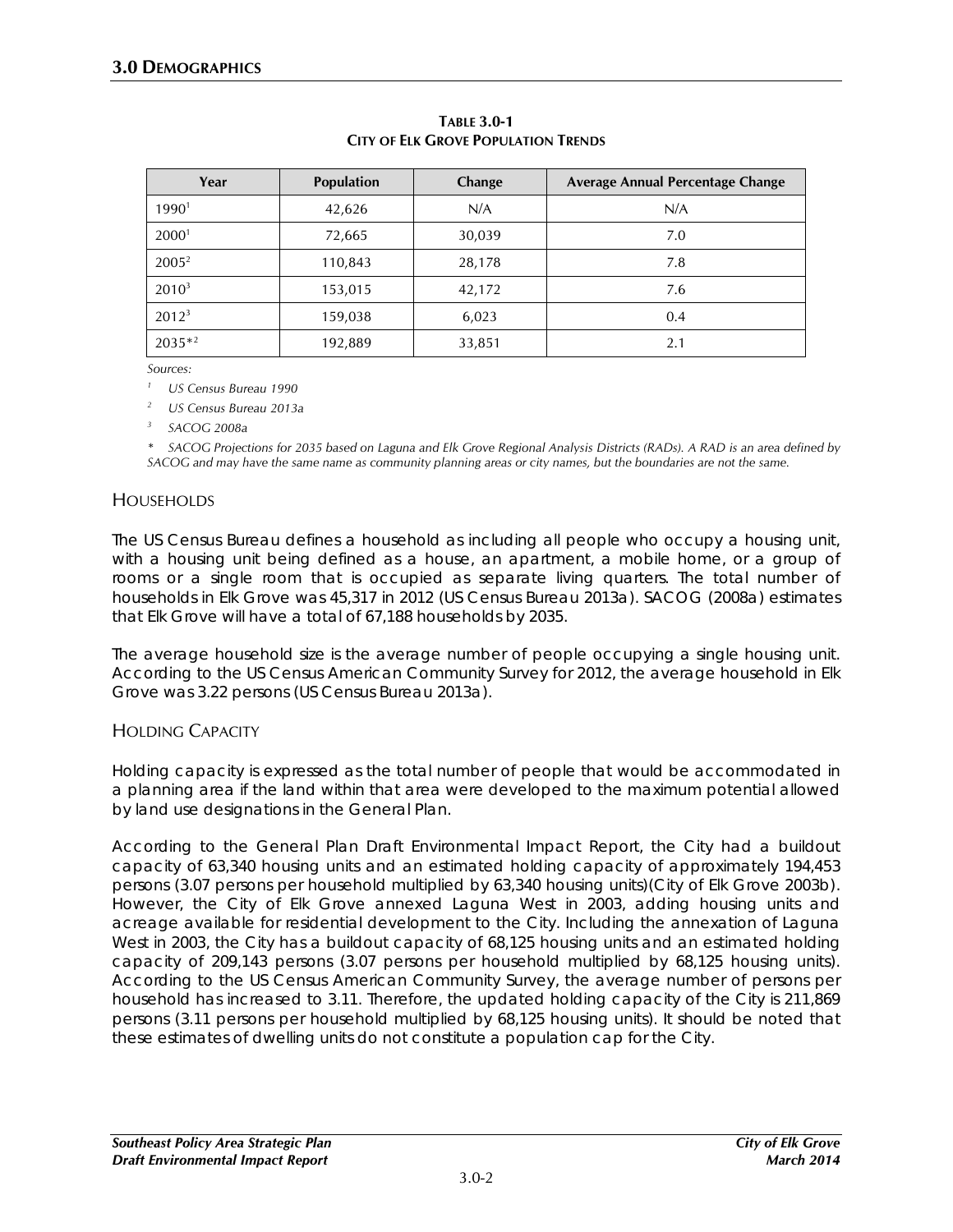**Table 3.0-1**
**City of Elk Grove Population Trends**

| Year | Population | Change | Average Annual Percentage Change |
|---|---|---|---|
| 1990[1] | 42,626 | N/A | N/A |
| 2000[1] | 72,665 | 30,039 | 7.0 |
| 2005[2] | 110,843 | 28,178 | 7.8 |
| 2010[3] | 153,015 | 42,172 | 7.6 |
| 2012[3] | 159,038 | 6,023 | 0.4 |
| 2035*[2] | 192,889 | 33,851 | 2.1 |

*Sources:*

[1] *US Census Bureau 1990*

[2] *US Census Bureau 2013a*

[3] *SACOG 2008a*

\* *SACOG Projections for 2035 based on Laguna and Elk Grove Regional Analysis Districts (RADs). A RAD is an area defined by SACOG and may have the same name as community planning areas or city names, but the boundaries are not the same.*

## Households

The US Census Bureau defines a household as including all people who occupy a housing unit, with a housing unit being defined as a house, an apartment, a mobile home, or a group of rooms or a single room that is occupied as separate living quarters. The total number of households in Elk Grove was 45,317 in 2012 (US Census Bureau 2013a). SACOG (2008a) estimates that Elk Grove will have a total of 67,188 households by 2035.

The average household size is the average number of people occupying a single housing unit. According to the US Census American Community Survey for 2012, the average household in Elk Grove was 3.22 persons (US Census Bureau 2013a).

## Holding Capacity

Holding capacity is expressed as the total number of people that would be accommodated in a planning area if the land within that area were developed to the maximum potential allowed by land use designations in the General Plan.

According to the General Plan Draft Environmental Impact Report, the City had a buildout capacity of 63,340 housing units and an estimated holding capacity of approximately 194,453 persons (3.07 persons per household multiplied by 63,340 housing units)(City of Elk Grove 2003b). However, the City of Elk Grove annexed Laguna West in 2003, adding housing units and acreage available for residential development to the City. Including the annexation of Laguna West in 2003, the City has a buildout capacity of 68,125 housing units and an estimated holding capacity of 209,143 persons (3.07 persons per household multiplied by 68,125 housing units). According to the US Census American Community Survey, the average number of persons per household has increased to 3.11. Therefore, the updated holding capacity of the City is 211,869 persons (3.11 persons per household multiplied by 68,125 housing units). It should be noted that these estimates of dwelling units do not constitute a population cap for the City.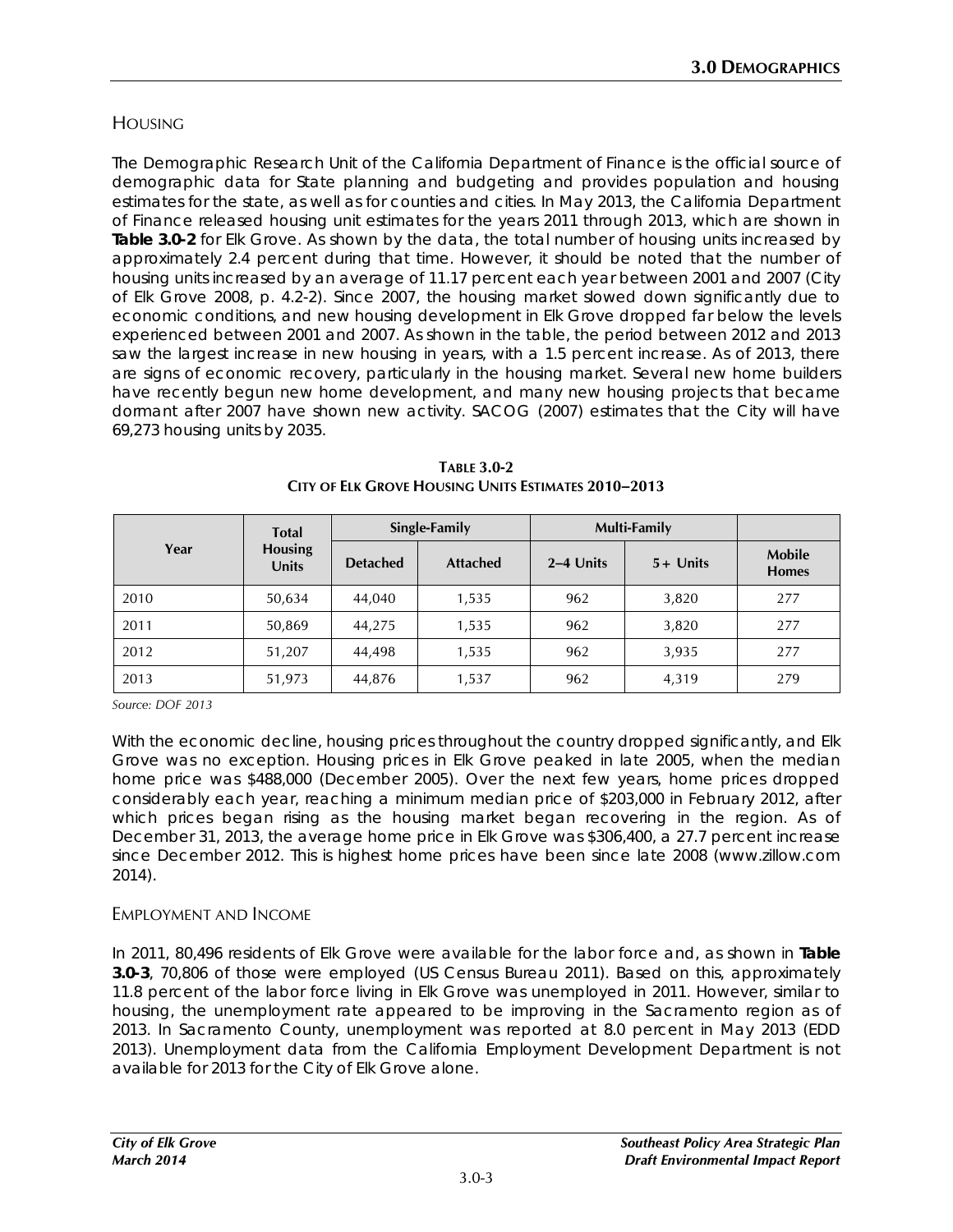## HOUSING

The Demographic Research Unit of the California Department of Finance is the official source of demographic data for State planning and budgeting and provides population and housing estimates for the state, as well as for counties and cities. In May 2013, the California Department of Finance released housing unit estimates for the years 2011 through 2013, which are shown in **Table 3.0-2** for Elk Grove. As shown by the data, the total number of housing units increased by approximately 2.4 percent during that time. However, it should be noted that the number of housing units increased by an average of 11.17 percent each year between 2001 and 2007 (City of Elk Grove 2008, p. 4.2-2). Since 2007, the housing market slowed down significantly due to economic conditions, and new housing development in Elk Grove dropped far below the levels experienced between 2001 and 2007. As shown in the table, the period between 2012 and 2013 saw the largest increase in new housing in years, with a 1.5 percent increase. As of 2013, there are signs of economic recovery, particularly in the housing market. Several new home builders have recently begun new home development, and many new housing projects that became dormant after 2007 have shown new activity. SACOG (2007) estimates that the City will have 69,273 housing units by 2035.

**TABLE 3.0-2**
**CITY OF ELK GROVE HOUSING UNITS ESTIMATES 2010–2013**

| Year | Total Housing Units | Single-Family | | Multi-Family | | Mobile Homes |
|---|---|---|---|---|---|---|
| | | Detached | Attached | 2–4 Units | 5+ Units | |
| 2010 | 50,634 | 44,040 | 1,535 | 962 | 3,820 | 277 |
| 2011 | 50,869 | 44,275 | 1,535 | 962 | 3,820 | 277 |
| 2012 | 51,207 | 44,498 | 1,535 | 962 | 3,935 | 277 |
| 2013 | 51,973 | 44,876 | 1,537 | 962 | 4,319 | 279 |

*Source: DOF 2013*

With the economic decline, housing prices throughout the country dropped significantly, and Elk Grove was no exception. Housing prices in Elk Grove peaked in late 2005, when the median home price was $488,000 (December 2005). Over the next few years, home prices dropped considerably each year, reaching a minimum median price of $203,000 in February 2012, after which prices began rising as the housing market began recovering in the region. As of December 31, 2013, the average home price in Elk Grove was $306,400, a 27.7 percent increase since December 2012. This is highest home prices have been since late 2008 (www.zillow.com 2014).

## EMPLOYMENT AND INCOME

In 2011, 80,496 residents of Elk Grove were available for the labor force and, as shown in **Table 3.0-3**, 70,806 of those were employed (US Census Bureau 2011). Based on this, approximately 11.8 percent of the labor force living in Elk Grove was unemployed in 2011. However, similar to housing, the unemployment rate appeared to be improving in the Sacramento region as of 2013. In Sacramento County, unemployment was reported at 8.0 percent in May 2013 (EDD 2013). Unemployment data from the California Employment Development Department is not available for 2013 for the City of Elk Grove alone.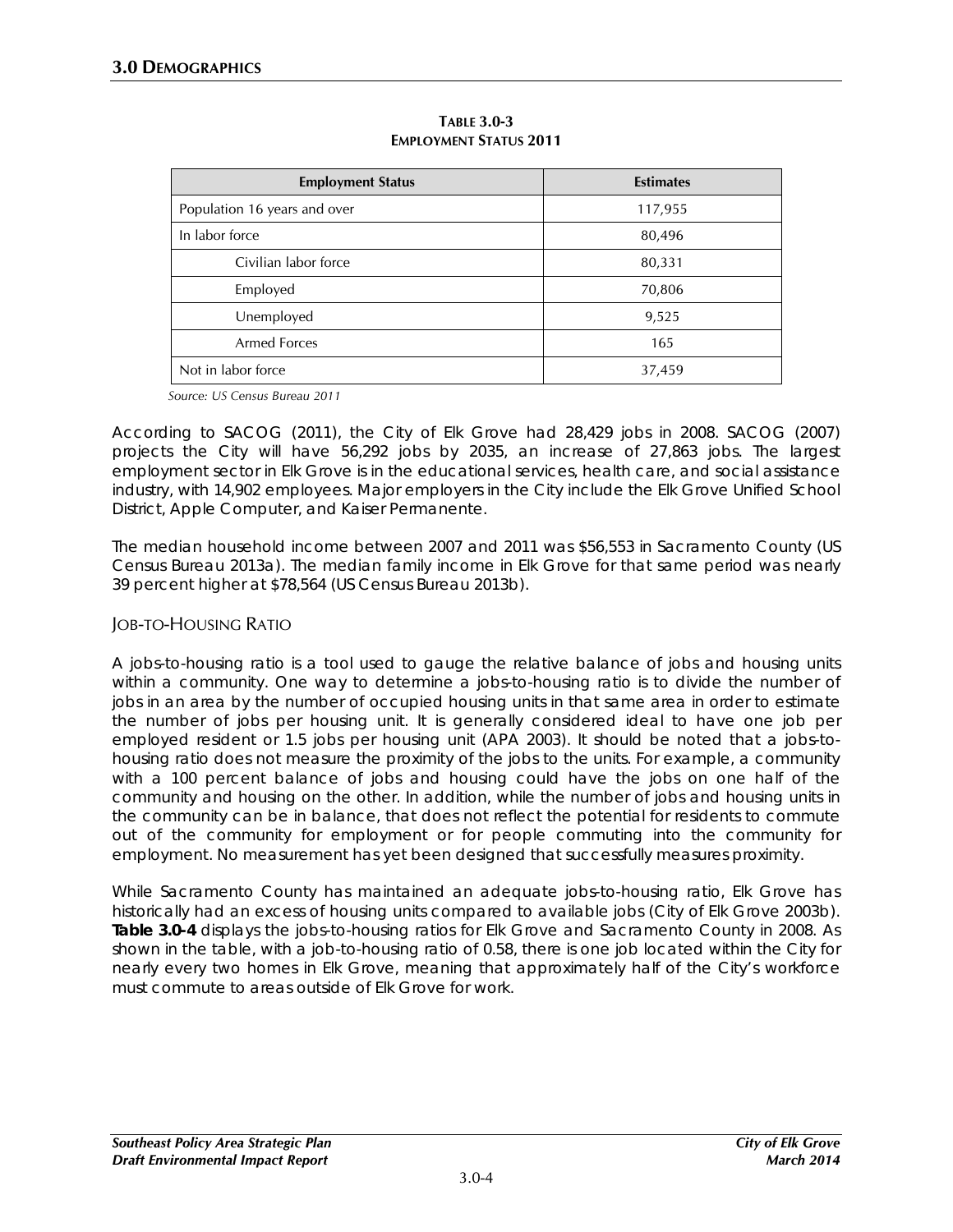**TABLE 3.0-3**
**EMPLOYMENT STATUS 2011**

| Employment Status | Estimates |
|---|---|
| Population 16 years and over | 117,955 |
| In labor force | 80,496 |
| Civilian labor force | 80,331 |
| Employed | 70,806 |
| Unemployed | 9,525 |
| Armed Forces | 165 |
| Not in labor force | 37,459 |

*Source: US Census Bureau 2011*

According to SACOG (2011), the City of Elk Grove had 28,429 jobs in 2008. SACOG (2007) projects the City will have 56,292 jobs by 2035, an increase of 27,863 jobs. The largest employment sector in Elk Grove is in the educational services, health care, and social assistance industry, with 14,902 employees. Major employers in the City include the Elk Grove Unified School District, Apple Computer, and Kaiser Permanente.

The median household income between 2007 and 2011 was $56,553 in Sacramento County (US Census Bureau 2013a). The median family income in Elk Grove for that same period was nearly 39 percent higher at $78,564 (US Census Bureau 2013b).

### JOB-TO-HOUSING RATIO

A jobs-to-housing ratio is a tool used to gauge the relative balance of jobs and housing units within a community. One way to determine a jobs-to-housing ratio is to divide the number of jobs in an area by the number of occupied housing units in that same area in order to estimate the number of jobs per housing unit. It is generally considered ideal to have one job per employed resident or 1.5 jobs per housing unit (APA 2003). It should be noted that a jobs-to-housing ratio does not measure the proximity of the jobs to the units. For example, a community with a 100 percent balance of jobs and housing could have the jobs on one half of the community and housing on the other. In addition, while the number of jobs and housing units in the community can be in balance, that does not reflect the potential for residents to commute out of the community for employment or for people commuting into the community for employment. No measurement has yet been designed that successfully measures proximity.

While Sacramento County has maintained an adequate jobs-to-housing ratio, Elk Grove has historically had an excess of housing units compared to available jobs (City of Elk Grove 2003b). **Table 3.0-4** displays the jobs-to-housing ratios for Elk Grove and Sacramento County in 2008. As shown in the table, with a job-to-housing ratio of 0.58, there is one job located within the City for nearly every two homes in Elk Grove, meaning that approximately half of the City's workforce must commute to areas outside of Elk Grove for work.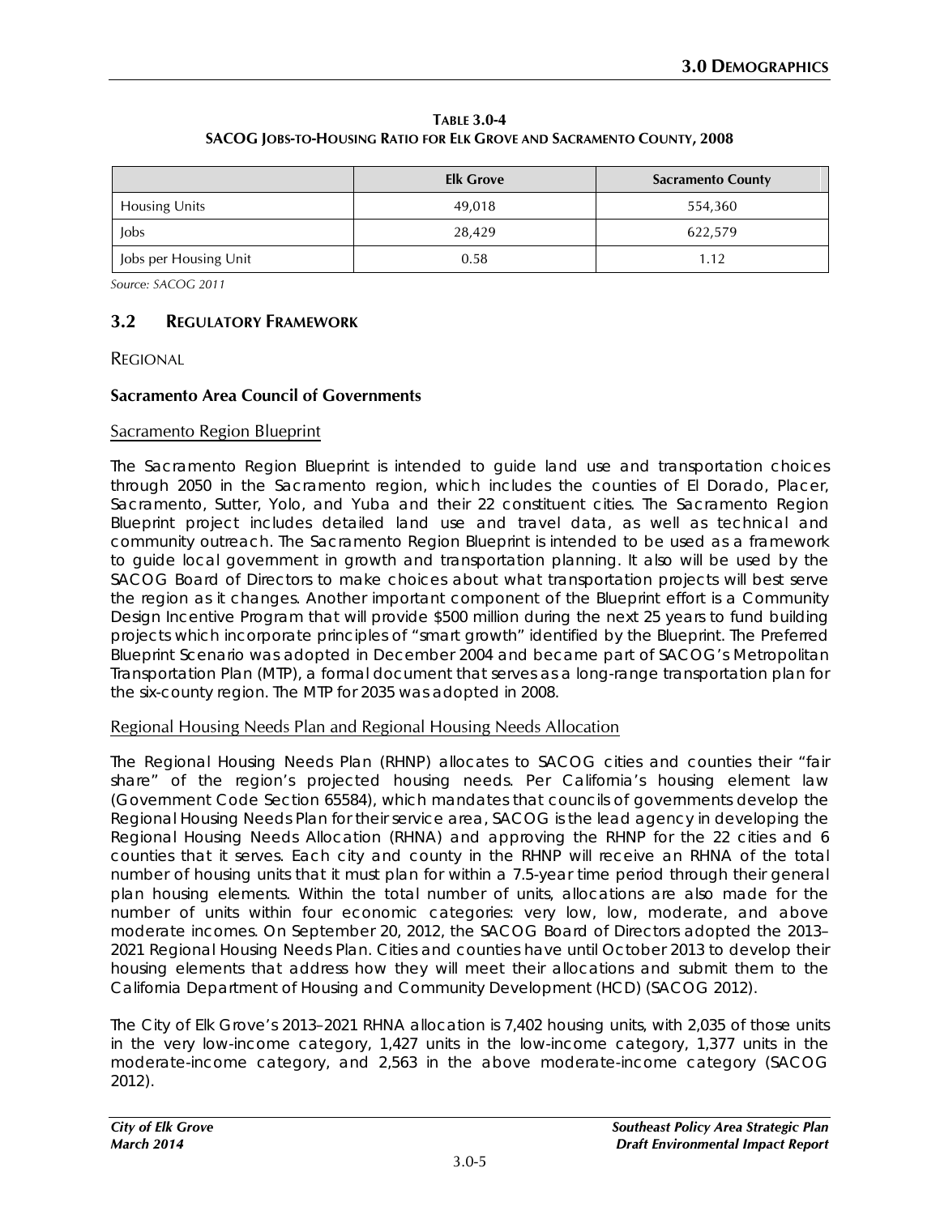**TABLE 3.0-4**
**SACOG JOBS-TO-HOUSING RATIO FOR ELK GROVE AND SACRAMENTO COUNTY, 2008**

| | Elk Grove | Sacramento County |
|---|---|---|
| Housing Units | 49,018 | 554,360 |
| Jobs | 28,429 | 622,579 |
| Jobs per Housing Unit | 0.58 | 1.12 |

*Source: SACOG 2011*

## 3.2 REGULATORY FRAMEWORK

REGIONAL

### Sacramento Area Council of Governments

Sacramento Region Blueprint

The Sacramento Region Blueprint is intended to guide land use and transportation choices through 2050 in the Sacramento region, which includes the counties of El Dorado, Placer, Sacramento, Sutter, Yolo, and Yuba and their 22 constituent cities. The Sacramento Region Blueprint project includes detailed land use and travel data, as well as technical and community outreach. The Sacramento Region Blueprint is intended to be used as a framework to guide local government in growth and transportation planning. It also will be used by the SACOG Board of Directors to make choices about what transportation projects will best serve the region as it changes. Another important component of the Blueprint effort is a Community Design Incentive Program that will provide $500 million during the next 25 years to fund building projects which incorporate principles of "smart growth" identified by the Blueprint. The Preferred Blueprint Scenario was adopted in December 2004 and became part of SACOG's Metropolitan Transportation Plan (MTP), a formal document that serves as a long-range transportation plan for the six-county region. The MTP for 2035 was adopted in 2008.

Regional Housing Needs Plan and Regional Housing Needs Allocation

The Regional Housing Needs Plan (RHNP) allocates to SACOG cities and counties their "fair share" of the region's projected housing needs. Per California's housing element law (Government Code Section 65584), which mandates that councils of governments develop the Regional Housing Needs Plan for their service area, SACOG is the lead agency in developing the Regional Housing Needs Allocation (RHNA) and approving the RHNP for the 22 cities and 6 counties that it serves. Each city and county in the RHNP will receive an RHNA of the total number of housing units that it must plan for within a 7.5-year time period through their general plan housing elements. Within the total number of units, allocations are also made for the number of units within four economic categories: very low, low, moderate, and above moderate incomes. On September 20, 2012, the SACOG Board of Directors adopted the 2013–2021 Regional Housing Needs Plan. Cities and counties have until October 2013 to develop their housing elements that address how they will meet their allocations and submit them to the California Department of Housing and Community Development (HCD) (SACOG 2012).

The City of Elk Grove's 2013–2021 RHNA allocation is 7,402 housing units, with 2,035 of those units in the very low-income category, 1,427 units in the low-income category, 1,377 units in the moderate-income category, and 2,563 in the above moderate-income category (SACOG 2012).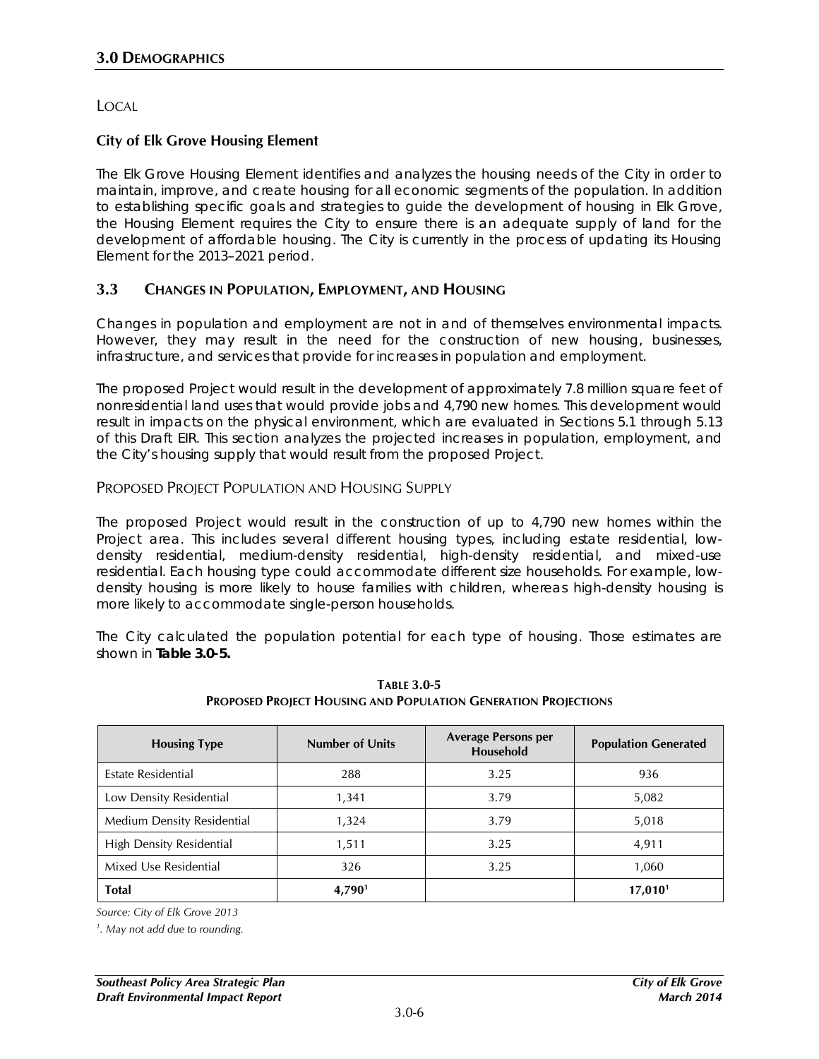### LOCAL

**City of Elk Grove Housing Element**

The Elk Grove Housing Element identifies and analyzes the housing needs of the City in order to maintain, improve, and create housing for all economic segments of the population. In addition to establishing specific goals and strategies to guide the development of housing in Elk Grove, the Housing Element requires the City to ensure there is an adequate supply of land for the development of affordable housing. The City is currently in the process of updating its Housing Element for the 2013–2021 period.

## 3.3 CHANGES IN POPULATION, EMPLOYMENT, AND HOUSING

Changes in population and employment are not in and of themselves environmental impacts. However, they may result in the need for the construction of new housing, businesses, infrastructure, and services that provide for increases in population and employment.

The proposed Project would result in the development of approximately 7.8 million square feet of nonresidential land uses that would provide jobs and 4,790 new homes. This development would result in impacts on the physical environment, which are evaluated in Sections 5.1 through 5.13 of this Draft EIR. This section analyzes the projected increases in population, employment, and the City's housing supply that would result from the proposed Project.

### PROPOSED PROJECT POPULATION AND HOUSING SUPPLY

The proposed Project would result in the construction of up to 4,790 new homes within the Project area. This includes several different housing types, including estate residential, low-density residential, medium-density residential, high-density residential, and mixed-use residential. Each housing type could accommodate different size households. For example, low-density housing is more likely to house families with children, whereas high-density housing is more likely to accommodate single-person households.

The City calculated the population potential for each type of housing. Those estimates are shown in **Table 3.0-5.**

**TABLE 3.0-5**
**PROPOSED PROJECT HOUSING AND POPULATION GENERATION PROJECTIONS**

| Housing Type | Number of Units | Average Persons per Household | Population Generated |
|---|---|---|---|
| Estate Residential | 288 | 3.25 | 936 |
| Low Density Residential | 1,341 | 3.79 | 5,082 |
| Medium Density Residential | 1,324 | 3.79 | 5,018 |
| High Density Residential | 1,511 | 3.25 | 4,911 |
| Mixed Use Residential | 326 | 3.25 | 1,060 |
| **Total** | **4,790[1]** | | **17,010[1]** |

*Source: City of Elk Grove 2013*

*[1]. May not add due to rounding.*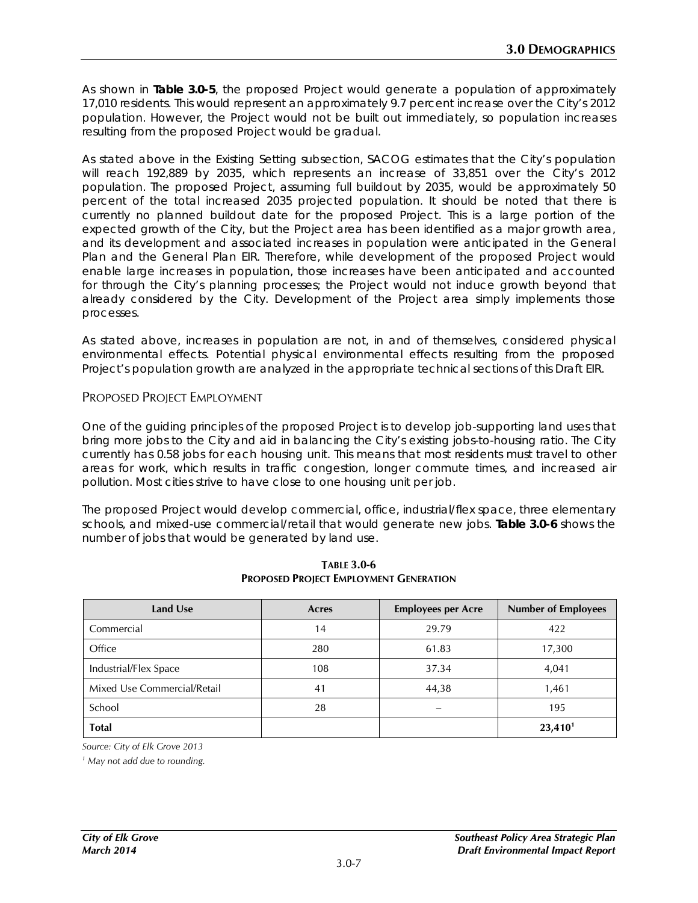As shown in **Table 3.0-5**, the proposed Project would generate a population of approximately 17,010 residents. This would represent an approximately 9.7 percent increase over the City's 2012 population. However, the Project would not be built out immediately, so population increases resulting from the proposed Project would be gradual.

As stated above in the Existing Setting subsection, SACOG estimates that the City's population will reach 192,889 by 2035, which represents an increase of 33,851 over the City's 2012 population. The proposed Project, assuming full buildout by 2035, would be approximately 50 percent of the total increased 2035 projected population. It should be noted that there is currently no planned buildout date for the proposed Project. This is a large portion of the expected growth of the City, but the Project area has been identified as a major growth area, and its development and associated increases in population were anticipated in the General Plan and the General Plan EIR. Therefore, while development of the proposed Project would enable large increases in population, those increases have been anticipated and accounted for through the City's planning processes; the Project would not induce growth beyond that already considered by the City. Development of the Project area simply implements those processes.

As stated above, increases in population are not, in and of themselves, considered physical environmental effects. Potential physical environmental effects resulting from the proposed Project's population growth are analyzed in the appropriate technical sections of this Draft EIR.

### PROPOSED PROJECT EMPLOYMENT

One of the guiding principles of the proposed Project is to develop job-supporting land uses that bring more jobs to the City and aid in balancing the City's existing jobs-to-housing ratio. The City currently has 0.58 jobs for each housing unit. This means that most residents must travel to other areas for work, which results in traffic congestion, longer commute times, and increased air pollution. Most cities strive to have close to one housing unit per job.

The proposed Project would develop commercial, office, industrial/flex space, three elementary schools, and mixed-use commercial/retail that would generate new jobs. **Table 3.0-6** shows the number of jobs that would be generated by land use.

**TABLE 3.0-6**
**PROPOSED PROJECT EMPLOYMENT GENERATION**

| Land Use | Acres | Employees per Acre | Number of Employees |
|---|---|---|---|
| Commercial | 14 | 29.79 | 422 |
| Office | 280 | 61.83 | 17,300 |
| Industrial/Flex Space | 108 | 37.34 | 4,041 |
| Mixed Use Commercial/Retail | 41 | 44,38 | 1,461 |
| School | 28 | – | 195 |
| **Total** | | | **23,410[1]** |

*Source: City of Elk Grove 2013*

*[1] May not add due to rounding.*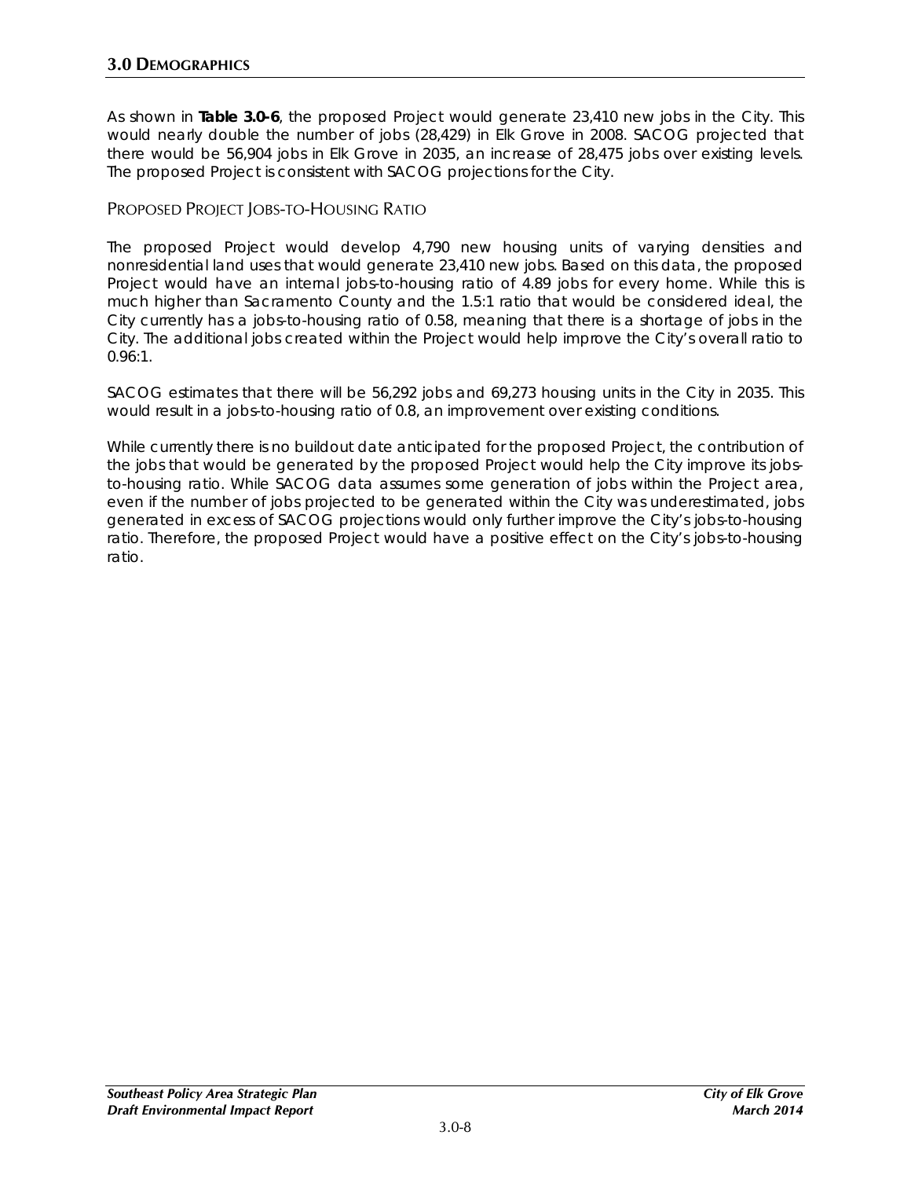As shown in **Table 3.0-6**, the proposed Project would generate 23,410 new jobs in the City. This would nearly double the number of jobs (28,429) in Elk Grove in 2008. SACOG projected that there would be 56,904 jobs in Elk Grove in 2035, an increase of 28,475 jobs over existing levels. The proposed Project is consistent with SACOG projections for the City.

### Proposed Project Jobs-to-Housing Ratio

The proposed Project would develop 4,790 new housing units of varying densities and nonresidential land uses that would generate 23,410 new jobs. Based on this data, the proposed Project would have an internal jobs-to-housing ratio of 4.89 jobs for every home. While this is much higher than Sacramento County and the 1.5:1 ratio that would be considered ideal, the City currently has a jobs-to-housing ratio of 0.58, meaning that there is a shortage of jobs in the City. The additional jobs created within the Project would help improve the City's overall ratio to 0.96:1.

SACOG estimates that there will be 56,292 jobs and 69,273 housing units in the City in 2035. This would result in a jobs-to-housing ratio of 0.8, an improvement over existing conditions.

While currently there is no buildout date anticipated for the proposed Project, the contribution of the jobs that would be generated by the proposed Project would help the City improve its jobs-to-housing ratio. While SACOG data assumes some generation of jobs within the Project area, even if the number of jobs projected to be generated within the City was underestimated, jobs generated in excess of SACOG projections would only further improve the City's jobs-to-housing ratio. Therefore, the proposed Project would have a positive effect on the City's jobs-to-housing ratio.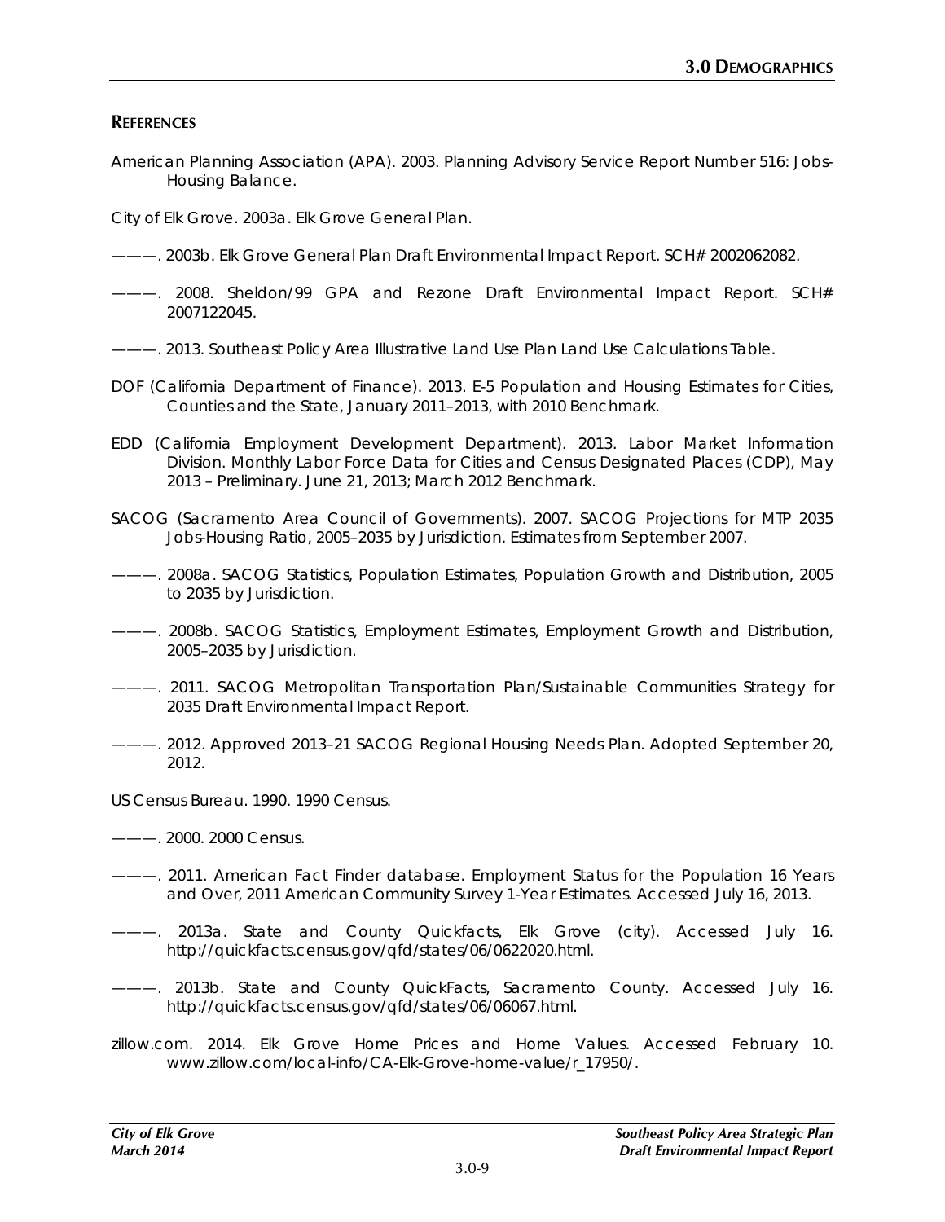## REFERENCES

American Planning Association (APA). 2003. Planning Advisory Service Report Number 516: Jobs-Housing Balance.

City of Elk Grove. 2003a. Elk Grove General Plan.

———. 2003b. Elk Grove General Plan Draft Environmental Impact Report. SCH# 2002062082.

———. 2008. Sheldon/99 GPA and Rezone Draft Environmental Impact Report. SCH# 2007122045.

———. 2013. Southeast Policy Area Illustrative Land Use Plan Land Use Calculations Table.

DOF (California Department of Finance). 2013. E-5 Population and Housing Estimates for Cities, Counties and the State, January 2011–2013, with 2010 Benchmark.

EDD (California Employment Development Department). 2013. Labor Market Information Division. Monthly Labor Force Data for Cities and Census Designated Places (CDP), May 2013 – Preliminary. June 21, 2013; March 2012 Benchmark.

SACOG (Sacramento Area Council of Governments). 2007. SACOG Projections for MTP 2035 Jobs-Housing Ratio, 2005–2035 by Jurisdiction. Estimates from September 2007.

———. 2008a. SACOG Statistics, Population Estimates, Population Growth and Distribution, 2005 to 2035 by Jurisdiction.

———. 2008b. SACOG Statistics, Employment Estimates, Employment Growth and Distribution, 2005–2035 by Jurisdiction.

———. 2011. SACOG Metropolitan Transportation Plan/Sustainable Communities Strategy for 2035 Draft Environmental Impact Report.

———. 2012. Approved 2013–21 SACOG Regional Housing Needs Plan. Adopted September 20, 2012.

US Census Bureau. 1990. 1990 Census.

———. 2000. 2000 Census.

———. 2011. American Fact Finder database. Employment Status for the Population 16 Years and Over, 2011 American Community Survey 1-Year Estimates. Accessed July 16, 2013.

———. 2013a. State and County Quickfacts, Elk Grove (city). Accessed July 16. http://quickfacts.census.gov/qfd/states/06/0622020.html.

———. 2013b. State and County QuickFacts, Sacramento County. Accessed July 16. http://quickfacts.census.gov/qfd/states/06/06067.html.

zillow.com. 2014. Elk Grove Home Prices and Home Values. Accessed February 10. www.zillow.com/local-info/CA-Elk-Grove-home-value/r_17950/.